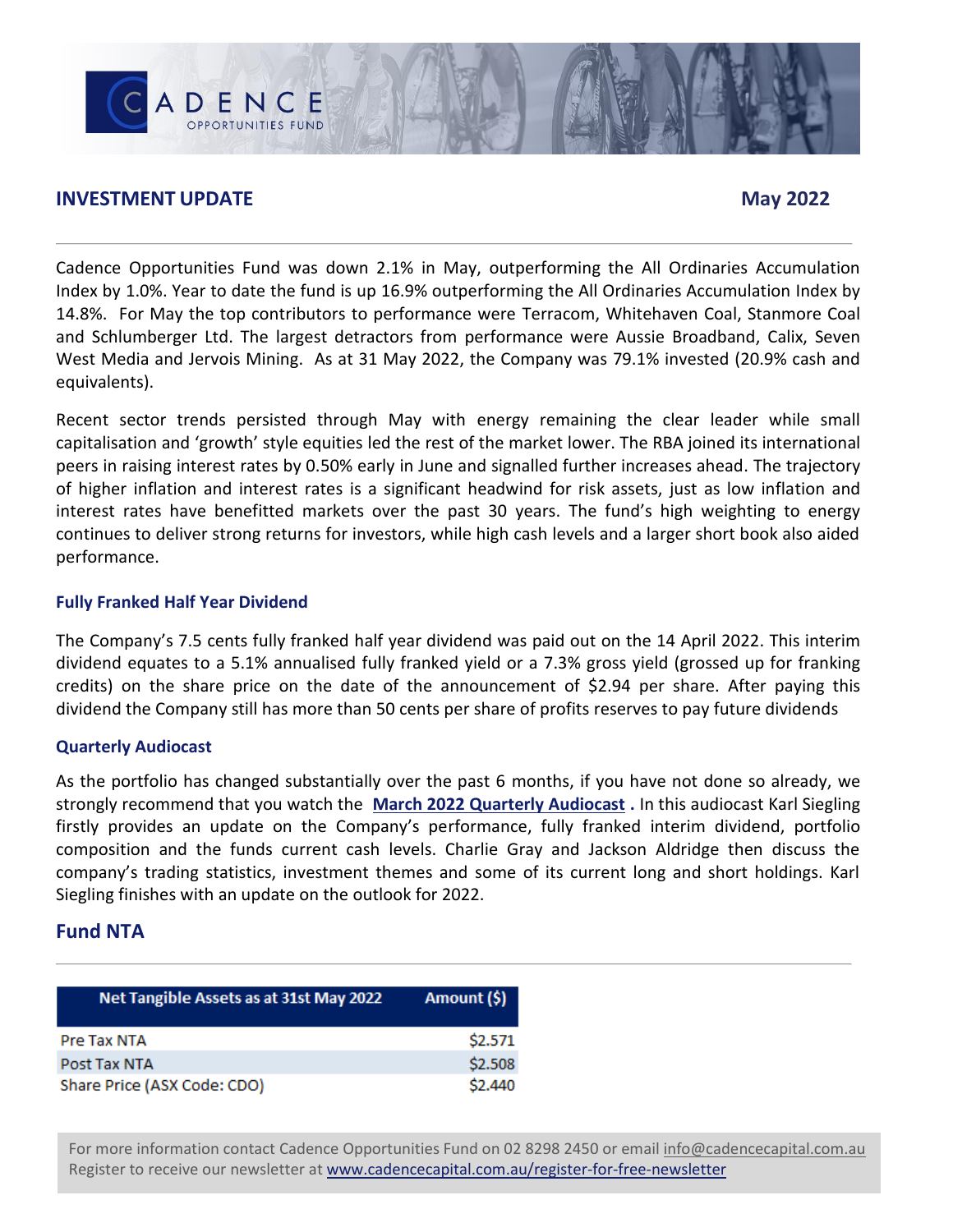# CADENCE OPPORTUNITIES FUND

## INVESTMENT UPDATE

**May 2022**

Cadence Opportunities Fund was down 2.1% in May, outperforming the All Ordinaries Accumulation Index by 1.0%. Year to date the fund is up 16.9% outperforming the All Ordinaries Accumulation Index by 14.8%. For May the top contributors to performance were Terracom, Whitehaven Coal, Stanmore Coal and Schlumberger Ltd. The largest detractors from performance were Aussie Broadband, Calix, Seven West Media and Jervois Mining. As at 31 May 2022, the Company was 79.1% invested (20.9% cash and equivalents).

Recent sector trends persisted through May with energy remaining the clear leader while small capitalisation and 'growth' style equities led the rest of the market lower. The RBA joined its international peers in raising interest rates by 0.50% early in June and signalled further increases ahead. The trajectory of higher inflation and interest rates is a significant headwind for risk assets, just as low inflation and interest rates have benefitted markets over the past 30 years. The fund's high weighting to energy continues to deliver strong returns for investors, while high cash levels and a larger short book also aided performance.

### Fully Franked Half Year Dividend

The Company's 7.5 cents fully franked half year dividend was paid out on the 14 April 2022. This interim dividend equates to a 5.1% annualised fully franked yield or a 7.3% gross yield (grossed up for franking credits) on the share price on the date of the announcement of $2.94 per share. After paying this dividend the Company still has more than 50 cents per share of profits reserves to pay future dividends

### Quarterly Audiocast

As the portfolio has changed substantially over the past 6 months, if you have not done so already, we strongly recommend that you watch the **March 2022 Quarterly Audiocast** . In this audiocast Karl Siegling firstly provides an update on the Company's performance, fully franked interim dividend, portfolio composition and the funds current cash levels. Charlie Gray and Jackson Aldridge then discuss the company's trading statistics, investment themes and some of its current long and short holdings. Karl Siegling finishes with an update on the outlook for 2022.

## Fund NTA

| Net Tangible Assets as at 31st May 2022 | Amount ($) |
| --- | --- |
| Pre Tax NTA | $2.571 |
| Post Tax NTA | $2.508 |
| Share Price (ASX Code: CDO) | $2.440 |

For more information contact Cadence Opportunities Fund on 02 8298 2450 or email info@cadencecapital.com.au
Register to receive our newsletter at www.cadencecapital.com.au/register-for-free-newsletter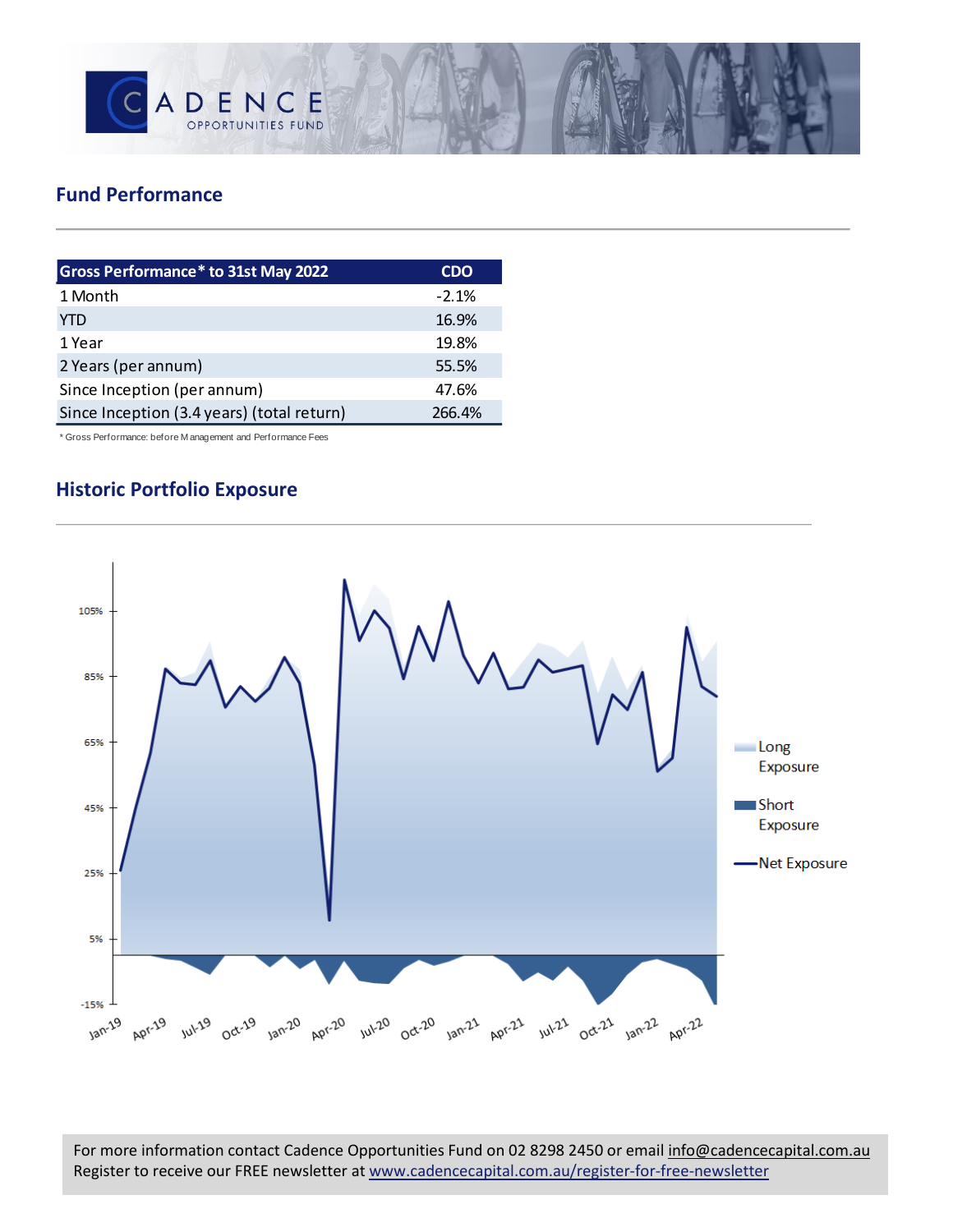## Fund Performance

| Gross Performance* to 31st May 2022 | CDO |
|---|---|
| 1 Month | -2.1% |
| YTD | 16.9% |
| 1 Year | 19.8% |
| 2 Years (per annum) | 55.5% |
| Since Inception (per annum) | 47.6% |
| Since Inception (3.4 years) (total return) | 266.4% |

* Gross Performance: before Management and Performance Fees

## Historic Portfolio Exposure

For more information contact Cadence Opportunities Fund on 02 8298 2450 or email info@cadencecapital.com.au
Register to receive our FREE newsletter at www.cadencecapital.com.au/register-for-free-newsletter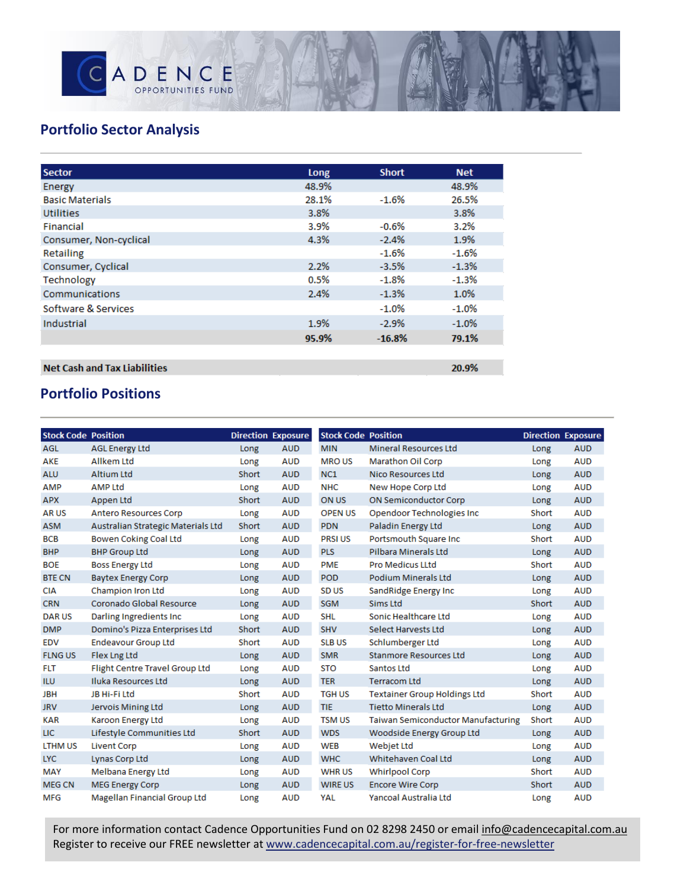## Portfolio Sector Analysis

| Sector | Long | Short | Net |
|---|---|---|---|
| Energy | 48.9% | | 48.9% |
| Basic Materials | 28.1% | -1.6% | 26.5% |
| Utilities | 3.8% | | 3.8% |
| Financial | 3.9% | -0.6% | 3.2% |
| Consumer, Non-cyclical | 4.3% | -2.4% | 1.9% |
| Retailing | | -1.6% | -1.6% |
| Consumer, Cyclical | 2.2% | -3.5% | -1.3% |
| Technology | 0.5% | -1.8% | -1.3% |
| Communications | 2.4% | -1.3% | 1.0% |
| Software & Services | | -1.0% | -1.0% |
| Industrial | 1.9% | -2.9% | -1.0% |
| | **95.9%** | **-16.8%** | **79.1%** |

| | | | |
|---|---|---|---|
| **Net Cash and Tax Liabilities** | | | **20.9%** |

## Portfolio Positions

| Stock Code | Position | Direction | Exposure |
|---|---|---|---|
| AGL | AGL Energy Ltd | Long | AUD |
| AKE | Allkem Ltd | Long | AUD |
| ALU | Altium Ltd | Short | AUD |
| AMP | AMP Ltd | Long | AUD |
| APX | Appen Ltd | Short | AUD |
| AR US | Antero Resources Corp | Long | AUD |
| ASM | Australian Strategic Materials Ltd | Short | AUD |
| BCB | Bowen Coking Coal Ltd | Long | AUD |
| BHP | BHP Group Ltd | Long | AUD |
| BOE | Boss Energy Ltd | Long | AUD |
| BTE CN | Baytex Energy Corp | Long | AUD |
| CIA | Champion Iron Ltd | Long | AUD |
| CRN | Coronado Global Resource | Long | AUD |
| DAR US | Darling Ingredients Inc | Long | AUD |
| DMP | Domino's Pizza Enterprises Ltd | Short | AUD |
| EDV | Endeavour Group Ltd | Short | AUD |
| FLNG US | Flex Lng Ltd | Long | AUD |
| FLT | Flight Centre Travel Group Ltd | Long | AUD |
| ILU | Iluka Resources Ltd | Long | AUD |
| JBH | JB Hi-Fi Ltd | Short | AUD |
| JRV | Jervois Mining Ltd | Long | AUD |
| KAR | Karoon Energy Ltd | Long | AUD |
| LIC | Lifestyle Communities Ltd | Short | AUD |
| LTHM US | Livent Corp | Long | AUD |
| LYC | Lynas Corp Ltd | Long | AUD |
| MAY | Melbana Energy Ltd | Long | AUD |
| MEG CN | MEG Energy Corp | Long | AUD |
| MFG | Magellan Financial Group Ltd | Long | AUD |
| MIN | Mineral Resources Ltd | Long | AUD |
| MRO US | Marathon Oil Corp | Long | AUD |
| NC1 | Nico Resources Ltd | Long | AUD |
| NHC | New Hope Corp Ltd | Long | AUD |
| ON US | ON Semiconductor Corp | Long | AUD |
| OPEN US | Opendoor Technologies Inc | Short | AUD |
| PDN | Paladin Energy Ltd | Long | AUD |
| PRSI US | Portsmouth Square Inc | Short | AUD |
| PLS | Pilbara Minerals Ltd | Long | AUD |
| PME | Pro Medicus LLtd | Short | AUD |
| POD | Podium Minerals Ltd | Long | AUD |
| SD US | SandRidge Energy Inc | Long | AUD |
| SGM | Sims Ltd | Short | AUD |
| SHL | Sonic Healthcare Ltd | Long | AUD |
| SHV | Select Harvests Ltd | Long | AUD |
| SLB US | Schlumberger Ltd | Long | AUD |
| SMR | Stanmore Resources Ltd | Long | AUD |
| STO | Santos Ltd | Long | AUD |
| TER | Terracom Ltd | Long | AUD |
| TGH US | Textainer Group Holdings Ltd | Short | AUD |
| TIE | Tietto Minerals Ltd | Long | AUD |
| TSM US | Taiwan Semiconductor Manufacturing | Short | AUD |
| WDS | Woodside Energy Group Ltd | Long | AUD |
| WEB | Webjet Ltd | Long | AUD |
| WHC | Whitehaven Coal Ltd | Long | AUD |
| WHR US | Whirlpool Corp | Short | AUD |
| WIRE US | Encore Wire Corp | Short | AUD |
| YAL | Yancoal Australia Ltd | Long | AUD |

For more information contact Cadence Opportunities Fund on 02 8298 2450 or email info@cadencecapital.com.au
Register to receive our FREE newsletter at www.cadencecapital.com.au/register-for-free-newsletter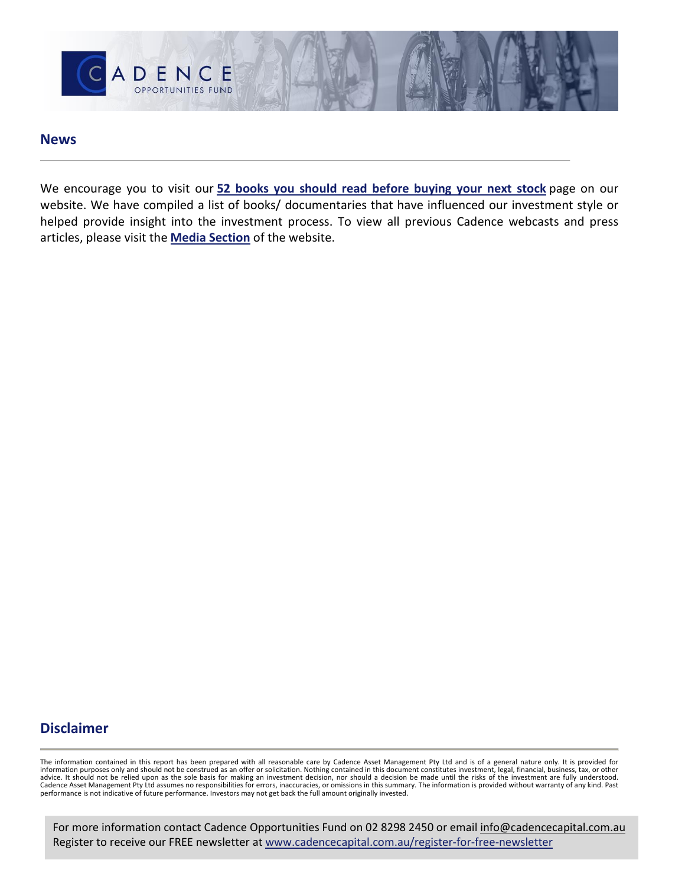## News

We encourage you to visit our **52 books you should read before buying your next stock** page on our website. We have compiled a list of books/ documentaries that have influenced our investment style or helped provide insight into the investment process. To view all previous Cadence webcasts and press articles, please visit the **Media Section** of the website.

## Disclaimer

The information contained in this report has been prepared with all reasonable care by Cadence Asset Management Pty Ltd and is of a general nature only. It is provided for information purposes only and should not be construed as an offer or solicitation. Nothing contained in this document constitutes investment, legal, financial, business, tax, or other advice. It should not be relied upon as the sole basis for making an investment decision, nor should a decision be made until the risks of the investment are fully understood. Cadence Asset Management Pty Ltd assumes no responsibilities for errors, inaccuracies, or omissions in this summary. The information is provided without warranty of any kind. Past performance is not indicative of future performance. Investors may not get back the full amount originally invested.

For more information contact Cadence Opportunities Fund on 02 8298 2450 or email info@cadencecapital.com.au
Register to receive our FREE newsletter at www.cadencecapital.com.au/register-for-free-newsletter